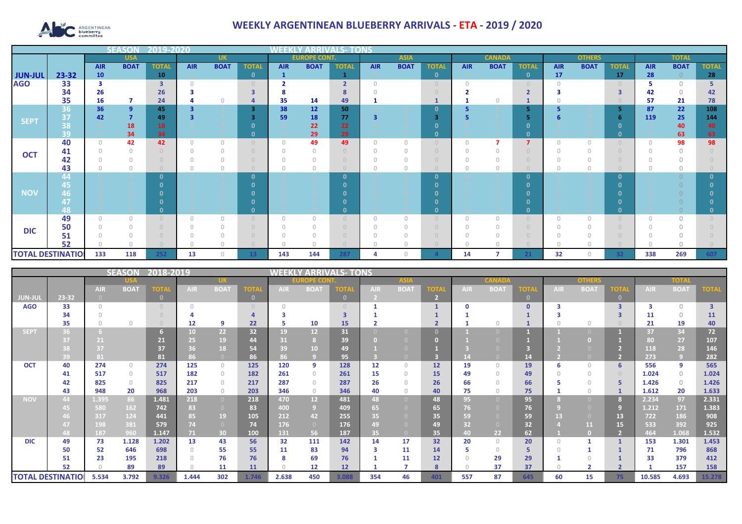# WEEKLY ARGENTINEAN BLUEBERRY ARRIVALS - ETA - 2019 / 2020

## SEASON 2019-2020 — WEEKLY ARRIVALS- TONS

| | | USA | | | UK | | | EUROPE CONT. | | | ASIA | | | CANADA | | | OTHERS | | | TOTAL | | |
|---|---|---|---|---|---|---|---|---|---|---|---|---|---|---|---|---|---|---|---|---|---|---|
| | | AIR | BOAT | TOTAL | AIR | BOAT | TOTAL | AIR | BOAT | TOTAL | AIR | BOAT | TOTAL | AIR | BOAT | TOTAL | AIR | BOAT | TOTAL | AIR | BOAT | TOTAL |
| JUN-JUL | 23-32 | 10 | | 10 | 0 | | 0 | 1 | | 1 | 0 | | 0 | 0 | | 0 | 17 | | 17 | 28 | 0 | 28 |
| AGO | 33 | 3 | | 3 | 0 | | 0 | 2 | | 2 | 0 | | 0 | 0 | | 0 | 0 | | 0 | 5 | 0 | 5 |
| | 34 | 26 | | 26 | 3 | | 3 | 8 | | 8 | 0 | | 0 | 2 | | 2 | 3 | | 3 | 42 | 0 | 42 |
| | 35 | 16 | 7 | 24 | 4 | 0 | 4 | 35 | 14 | 49 | 1 | | 1 | 1 | 0 | 1 | 0 | | 0 | 57 | 21 | 78 |
| SEPT | 36 | 36 | 9 | 45 | 3 | 0 | 3 | 38 | 12 | 50 | 0 | 0 | 0 | 5 | 0 | 5 | 5 | 0 | 5 | 87 | 22 | 108 |
| | 37 | 42 | 7 | 49 | 3 | 0 | 3 | 59 | 18 | 77 | 3 | 0 | 3 | 5 | 0 | 5 | 6 | 0 | 6 | 119 | 25 | 144 |
| | 38 | 0 | 18 | 18 | 0 | 0 | 0 | 0 | 22 | 22 | 0 | 0 | 0 | 0 | 0 | 0 | 0 | 0 | 0 | 0 | 40 | 40 |
| | 39 | 0 | 34 | 34 | 0 | 0 | 0 | 0 | 29 | 29 | 0 | 0 | 0 | 0 | 0 | 0 | 0 | 0 | 0 | 0 | 63 | 63 |
| OCT | 40 | 0 | 42 | 42 | 0 | 0 | 0 | 0 | 49 | 49 | 0 | 0 | 0 | 0 | 7 | 7 | 0 | 0 | 0 | 0 | 98 | 98 |
| | 41 | 0 | 0 | 0 | 0 | 0 | 0 | 0 | 0 | 0 | 0 | 0 | 0 | 0 | 0 | 0 | 0 | 0 | 0 | 0 | 0 | 0 |
| | 42 | 0 | 0 | 0 | 0 | 0 | 0 | 0 | 0 | 0 | 0 | 0 | 0 | 0 | 0 | 0 | 0 | 0 | 0 | 0 | 0 | 0 |
| | 43 | 0 | 0 | 0 | 0 | 0 | 0 | 0 | 0 | 0 | 0 | 0 | 0 | 0 | 0 | 0 | 0 | 0 | 0 | 0 | 0 | 0 |
| NOV | 44 | 0 | 0 | 0 | 0 | 0 | 0 | 0 | 0 | 0 | 0 | 0 | 0 | 0 | 0 | 0 | 0 | 0 | 0 | 0 | 0 | 0 |
| | 45 | 0 | 0 | 0 | 0 | 0 | 0 | 0 | 0 | 0 | 0 | 0 | 0 | 0 | 0 | 0 | 0 | 0 | 0 | 0 | 0 | 0 |
| | 46 | 0 | 0 | 0 | 0 | 0 | 0 | 0 | 0 | 0 | 0 | 0 | 0 | 0 | 0 | 0 | 0 | 0 | 0 | 0 | 0 | 0 |
| | 47 | 0 | 0 | 0 | 0 | 0 | 0 | 0 | 0 | 0 | 0 | 0 | 0 | 0 | 0 | 0 | 0 | 0 | 0 | 0 | 0 | 0 |
| | 48 | 0 | 0 | 0 | 0 | 0 | 0 | 0 | 0 | 0 | 0 | 0 | 0 | 0 | 0 | 0 | 0 | 0 | 0 | 0 | 0 | 0 |
| DIC | 49 | 0 | 0 | 0 | 0 | 0 | 0 | 0 | 0 | 0 | 0 | 0 | 0 | 0 | 0 | 0 | 0 | 0 | 0 | 0 | 0 | 0 |
| | 50 | 0 | 0 | 0 | 0 | 0 | 0 | 0 | 0 | 0 | 0 | 0 | 0 | 0 | 0 | 0 | 0 | 0 | 0 | 0 | 0 | 0 |
| | 51 | 0 | 0 | 0 | 0 | 0 | 0 | 0 | 0 | 0 | 0 | 0 | 0 | 0 | 0 | 0 | 0 | 0 | 0 | 0 | 0 | 0 |
| | 52 | 0 | 0 | 0 | 0 | 0 | 0 | 0 | 0 | 0 | 0 | 0 | 0 | 0 | 0 | 0 | 0 | 0 | 0 | 0 | 0 | 0 |
| TOTAL DESTINATION | | 133 | 118 | 252 | 13 | 0 | 13 | 143 | 144 | 287 | 4 | 0 | 4 | 14 | 7 | 21 | 32 | 0 | 32 | 338 | 269 | 607 |

## SEASON 2018-2019 — WEEKLY ARRIVALS- TONS

| | | USA | | | UK | | | EUROPE CONT. | | | ASIA | | | CANADA | | | OTHERS | | | TOTAL | | |
|---|---|---|---|---|---|---|---|---|---|---|---|---|---|---|---|---|---|---|---|---|---|---|
| | | AIR | BOAT | TOTAL | AIR | BOAT | TOTAL | AIR | BOAT | TOTAL | AIR | BOAT | TOTAL | AIR | BOAT | TOTAL | AIR | BOAT | TOTAL | AIR | BOAT | TOTAL |
| JUN-JUL | 23-32 | 0 | | 0 | | | 0 | | | 0 | 2 | | 2 | | | 0 | | | 0 | | | |
| AGO | 33 | 0 | | 0 | 0 | | 0 | 0 | | 0 | 1 | | 1 | 0 | | 0 | 3 | | 3 | 3 | 0 | 3 |
| | 34 | 0 | | 0 | 4 | | 4 | 3 | | 3 | 1 | | 1 | 1 | | 1 | 3 | | 3 | 11 | 0 | 11 |
| | 35 | 0 | 0 | 0 | 12 | 9 | 22 | 5 | 10 | 15 | 2 | | 2 | 1 | 0 | 1 | 0 | 0 | 0 | 21 | 19 | 40 |
| SEPT | 36 | 6 | | 6 | 10 | 22 | 32 | 19 | 12 | 31 | 0 | 0 | 0 | 1 | 0 | 1 | 1 | 0 | 1 | 37 | 34 | 72 |
| | 37 | 21 | | 21 | 25 | 19 | 44 | 31 | 8 | 39 | 0 | 0 | 0 | 1 | 0 | 1 | 1 | 0 | 1 | 80 | 27 | 107 |
| | 38 | 37 | | 37 | 36 | 18 | 54 | 39 | 10 | 49 | 1 | 0 | 1 | 3 | 0 | 3 | 2 | 0 | 2 | 118 | 28 | 146 |
| | 39 | 81 | | 81 | 86 | 0 | 86 | 86 | 9 | 95 | 3 | 0 | 3 | 14 | 0 | 14 | 2 | 0 | 2 | 273 | 9 | 282 |
| OCT | 40 | 274 | 0 | 274 | 125 | 0 | 125 | 120 | 9 | 128 | 12 | 0 | 12 | 19 | 0 | 19 | 6 | 0 | 6 | 556 | 9 | 565 |
| | 41 | 517 | 0 | 517 | 182 | 0 | 182 | 261 | 0 | 261 | 15 | 0 | 15 | 49 | 0 | 49 | 0 | 0 | 0 | 1.024 | 0 | 1.024 |
| | 42 | 825 | 0 | 825 | 217 | 0 | 217 | 287 | 0 | 287 | 26 | 0 | 26 | 66 | 0 | 66 | 5 | 0 | 5 | 1.426 | 0 | 1.426 |
| | 43 | 948 | 20 | 968 | 203 | 0 | 203 | 346 | 0 | 346 | 40 | 0 | 40 | 75 | 0 | 75 | 1 | 0 | 1 | 1.612 | 20 | 1.633 |
| NOV | 44 | 1.395 | 86 | 1.481 | 218 | 0 | 218 | 470 | 12 | 481 | 48 | 0 | 48 | 95 | 0 | 95 | 8 | 0 | 8 | 2.234 | 97 | 2.331 |
| | 45 | 580 | 162 | 742 | 83 | 0 | 83 | 400 | 9 | 409 | 65 | 0 | 65 | 76 | 0 | 76 | 9 | 0 | 9 | 1.212 | 171 | 1.383 |
| | 46 | 317 | 124 | 441 | 85 | 19 | 105 | 212 | 42 | 255 | 35 | 0 | 35 | 59 | 0 | 59 | 13 | 0 | 13 | 722 | 186 | 908 |
| | 47 | 198 | 381 | 579 | 74 | 0 | 74 | 176 | 0 | 176 | 49 | 0 | 49 | 32 | 0 | 32 | 4 | 11 | 15 | 533 | 392 | 925 |
| | 48 | 187 | 960 | 1.147 | 71 | 30 | 100 | 131 | 56 | 187 | 35 | 0 | 35 | 40 | 22 | 62 | 1 | 0 | 2 | 464 | 1.068 | 1.532 |
| DIC | 49 | 73 | 1.128 | 1.202 | 13 | 43 | 56 | 32 | 111 | 142 | 14 | 17 | 32 | 20 | 0 | 20 | 0 | 1 | 1 | 153 | 1.301 | 1.453 |
| | 50 | 52 | 646 | 698 | 0 | 55 | 55 | 11 | 83 | 94 | 3 | 11 | 14 | 5 | 0 | 5 | 0 | 1 | 1 | 71 | 796 | 868 |
| | 51 | 23 | 195 | 218 | 0 | 76 | 76 | 8 | 69 | 76 | 1 | 11 | 12 | 0 | 29 | 29 | 1 | 0 | 1 | 33 | 379 | 412 |
| | 52 | 0 | 89 | 89 | 0 | 11 | 11 | 0 | 12 | 12 | 1 | 7 | 8 | 0 | 37 | 37 | 0 | 2 | 2 | 1 | 157 | 158 |
| TOTAL DESTINATION | | 5.534 | 3.792 | 9.326 | 1.444 | 302 | 1.746 | 2.638 | 450 | 3.088 | 354 | 46 | 401 | 557 | 87 | 645 | 60 | 15 | 75 | 10.585 | 4.693 | 15.278 |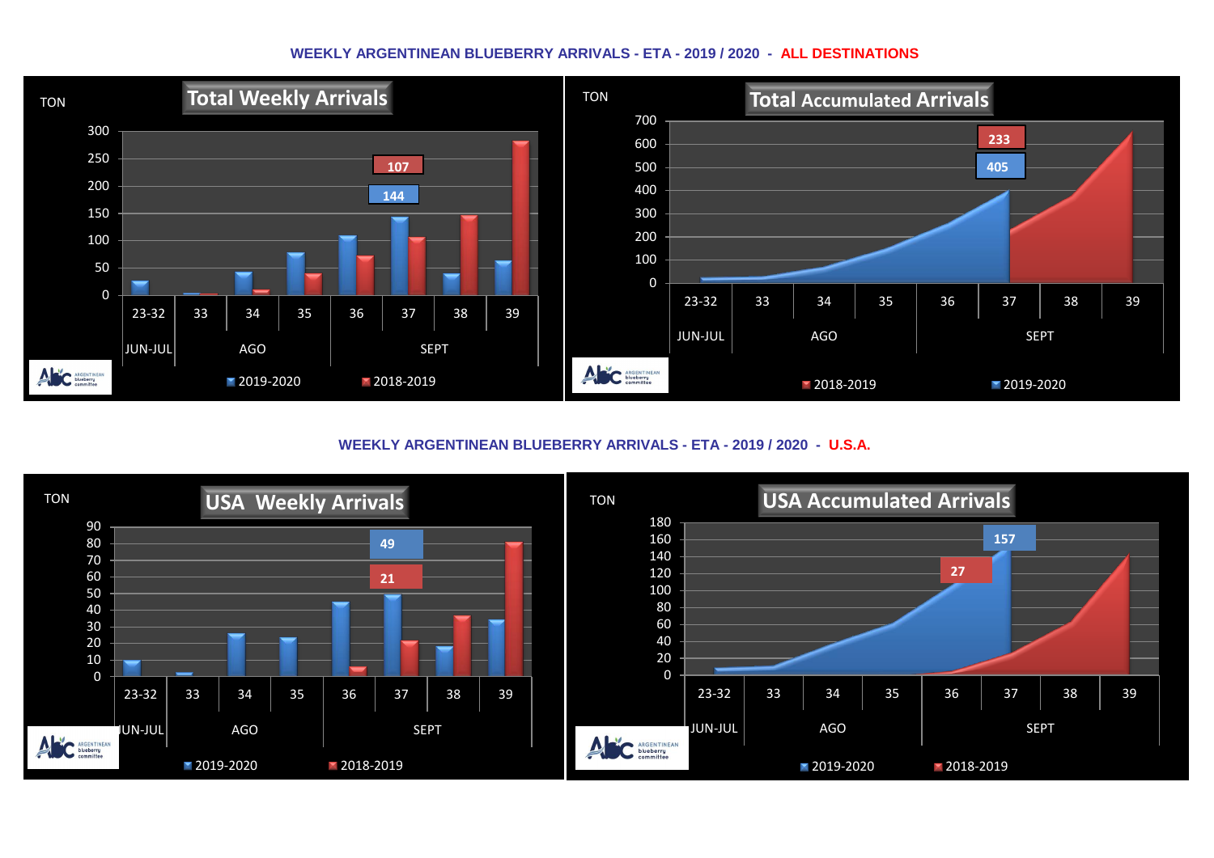## WEEKLY ARGENTINEAN BLUEBERRY ARRIVALS - ETA - 2019 / 2020 - ALL DESTINATIONS

**Total Weekly Arrivals**

TON

300
250
200
150
100
50
0

107
144

23-32 | 33 | 34 | 35 | 36 | 37 | 38 | 39

JUN-JUL | AGO | SEPT

2019-2020 2018-2019

**Total Accumulated Arrivals**

TON

700
600
500
400
300
200
100
0

233
405

23-32 | 33 | 34 | 35 | 36 | 37 | 38 | 39

JUN-JUL | AGO | SEPT

2018-2019 2019-2020

## WEEKLY ARGENTINEAN BLUEBERRY ARRIVALS - ETA - 2019 / 2020 - U.S.A.

**USA Weekly Arrivals**

TON

90
80
70
60
50
40
30
20
10
0

49
21

23-32 | 33 | 34 | 35 | 36 | 37 | 38 | 39

JUN-JUL | AGO | SEPT

2019-2020 2018-2019

**USA Accumulated Arrivals**

TON

180
160
140
120
100
80
60
40
20
0

157
27

23-32 | 33 | 34 | 35 | 36 | 37 | 38 | 39

JUN-JUL | AGO | SEPT

2019-2020 2018-2019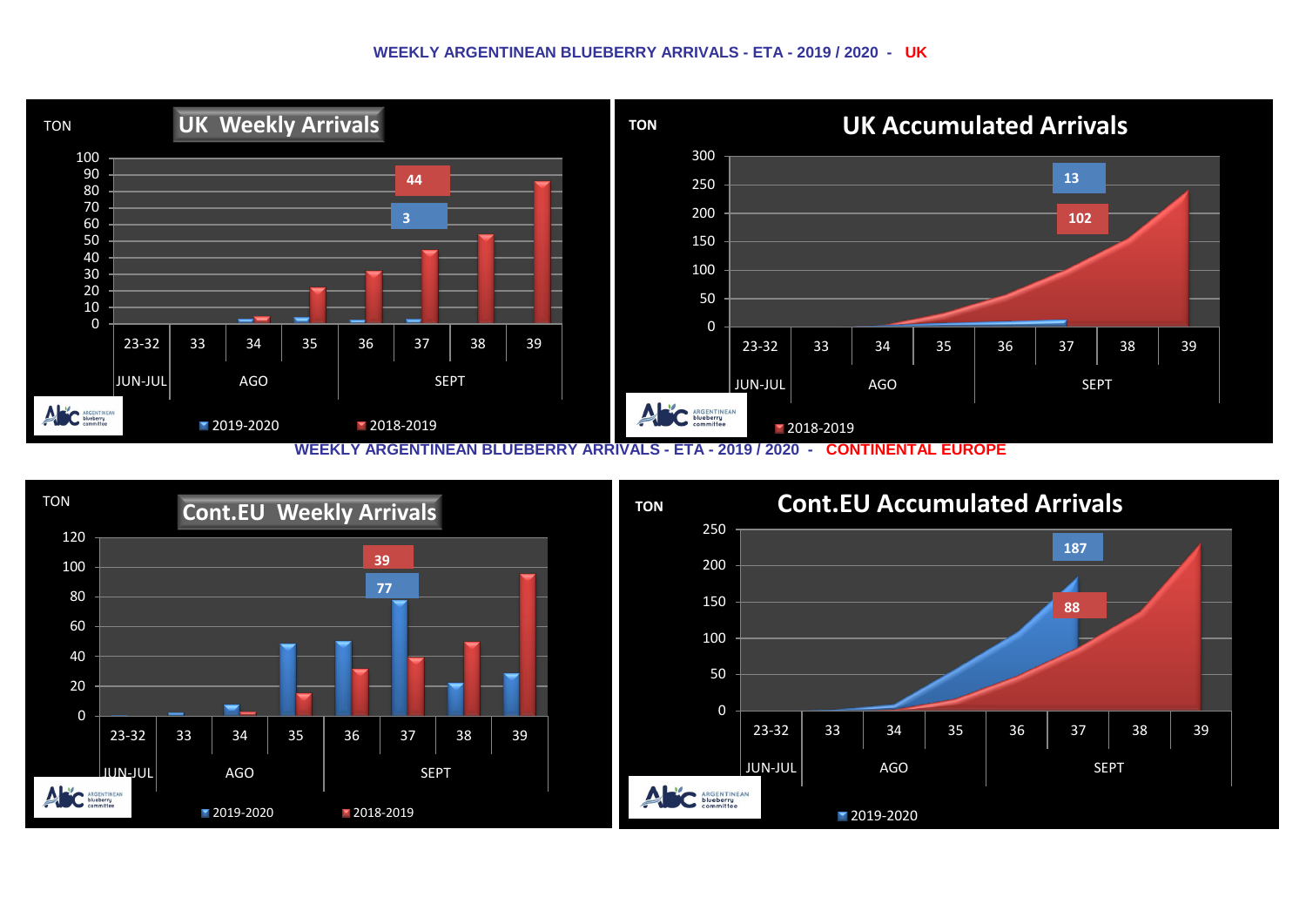## WEEKLY ARGENTINEAN BLUEBERRY ARRIVALS - ETA - 2019 / 2020 - UK

**UK Weekly Arrivals**

TON

| Week | 23-32 | 33 | 34 | 35 | 36 | 37 | 38 | 39 |
|---|---|---|---|---|---|---|---|---|
| Month | JUN-JUL | AGO | | | SEPT | | | |

44

3

2019-2020 | 2018-2019

**UK Accumulated Arrivals**

TON

| Week | 23-32 | 33 | 34 | 35 | 36 | 37 | 38 | 39 |
|---|---|---|---|---|---|---|---|---|
| Month | JUN-JUL | AGO | | | SEPT | | | |

13

102

2018-2019

## WEEKLY ARGENTINEAN BLUEBERRY ARRIVALS - ETA - 2019 / 2020 - CONTINENTAL EUROPE

**Cont.EU Weekly Arrivals**

TON

| Week | 23-32 | 33 | 34 | 35 | 36 | 37 | 38 | 39 |
|---|---|---|---|---|---|---|---|---|
| Month | JUN-JUL | AGO | | | SEPT | | | |

39

77

2019-2020 | 2018-2019

**Cont.EU Accumulated Arrivals**

TON

| Week | 23-32 | 33 | 34 | 35 | 36 | 37 | 38 | 39 |
|---|---|---|---|---|---|---|---|---|
| Month | JUN-JUL | AGO | | | SEPT | | | |

187

88

2019-2020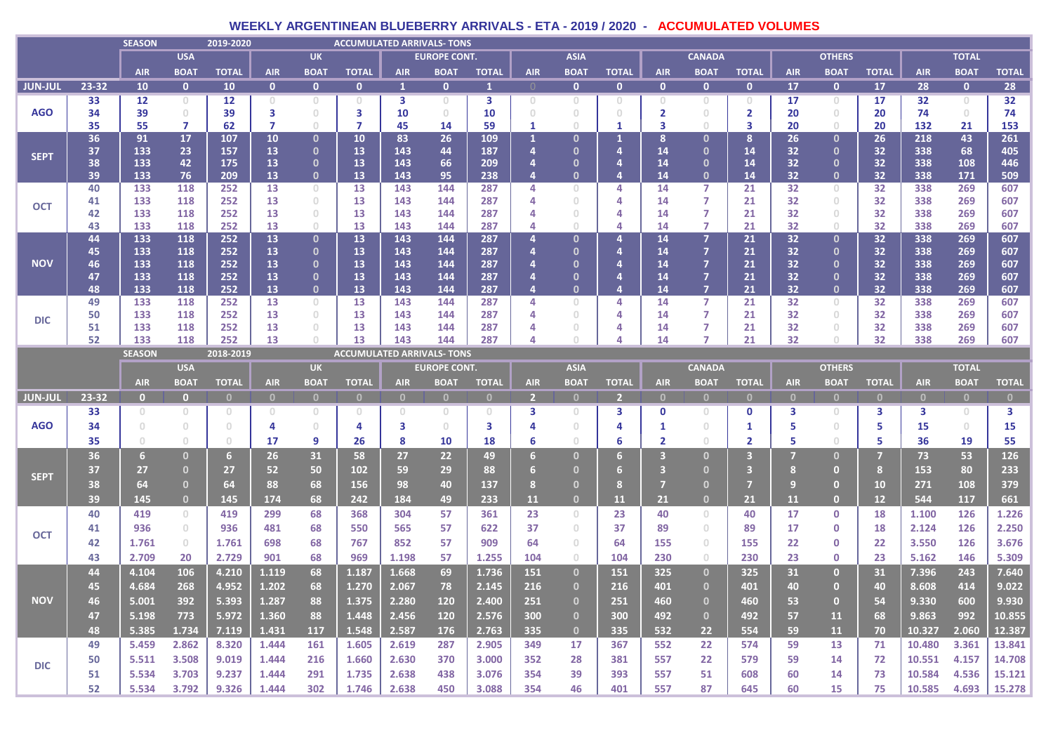# WEEKLY ARGENTINEAN BLUEBERRY ARRIVALS - ETA - 2019 / 2020 - ACCUMULATED VOLUMES

| SEASON | 2019-2020 | ACCUMULATED ARRIVALS- TONS | | | | | | | | | | | | | | | | | | | | | |
|---|---|---|---|---|---|---|---|---|---|---|---|---|---|---|---|---|---|---|---|---|---|---|
| | | USA | | | UK | | | EUROPE CONT. | | | ASIA | | | CANADA | | | OTHERS | | | TOTAL | | |
| | | AIR | BOAT | TOTAL | AIR | BOAT | TOTAL | AIR | BOAT | TOTAL | AIR | BOAT | TOTAL | AIR | BOAT | TOTAL | AIR | BOAT | TOTAL | AIR | BOAT | TOTAL |
| JUN-JUL | 23-32 | 10 | 0 | 10 | 0 | 0 | 0 | 1 | 0 | 1 | 0 | 0 | 0 | 0 | 0 | 0 | 17 | 0 | 17 | 28 | 0 | 28 |
| AGO | 33 | 12 | 0 | 12 | 0 | 0 | 0 | 3 | 0 | 3 | 0 | 0 | 0 | 0 | 0 | 0 | 17 | 0 | 17 | 32 | 0 | 32 |
| | 34 | 39 | 0 | 39 | 3 | 0 | 3 | 10 | 0 | 10 | 0 | 0 | 0 | 2 | 0 | 2 | 20 | 0 | 20 | 74 | 0 | 74 |
| | 35 | 55 | 7 | 62 | 7 | 0 | 7 | 45 | 14 | 59 | 1 | 0 | 1 | 3 | 0 | 3 | 20 | 0 | 20 | 132 | 21 | 153 |
| SEPT | 36 | 91 | 17 | 107 | 10 | 0 | 10 | 83 | 26 | 109 | 1 | 0 | 1 | 8 | 0 | 8 | 26 | 0 | 26 | 218 | 43 | 261 |
| | 37 | 133 | 23 | 157 | 13 | 0 | 13 | 143 | 44 | 187 | 4 | 0 | 4 | 14 | 0 | 14 | 32 | 0 | 32 | 338 | 68 | 405 |
| | 38 | 133 | 42 | 175 | 13 | 0 | 13 | 143 | 66 | 209 | 4 | 0 | 4 | 14 | 0 | 14 | 32 | 0 | 32 | 338 | 108 | 446 |
| | 39 | 133 | 76 | 209 | 13 | 0 | 13 | 143 | 95 | 238 | 4 | 0 | 4 | 14 | 0 | 14 | 32 | 0 | 32 | 338 | 171 | 509 |
| OCT | 40 | 133 | 118 | 252 | 13 | 0 | 13 | 143 | 144 | 287 | 4 | 0 | 4 | 14 | 7 | 21 | 32 | 0 | 32 | 338 | 269 | 607 |
| | 41 | 133 | 118 | 252 | 13 | 0 | 13 | 143 | 144 | 287 | 4 | 0 | 4 | 14 | 7 | 21 | 32 | 0 | 32 | 338 | 269 | 607 |
| | 42 | 133 | 118 | 252 | 13 | 0 | 13 | 143 | 144 | 287 | 4 | 0 | 4 | 14 | 7 | 21 | 32 | 0 | 32 | 338 | 269 | 607 |
| | 43 | 133 | 118 | 252 | 13 | 0 | 13 | 143 | 144 | 287 | 4 | 0 | 4 | 14 | 7 | 21 | 32 | 0 | 32 | 338 | 269 | 607 |
| NOV | 44 | 133 | 118 | 252 | 13 | 0 | 13 | 143 | 144 | 287 | 4 | 0 | 4 | 14 | 7 | 21 | 32 | 0 | 32 | 338 | 269 | 607 |
| | 45 | 133 | 118 | 252 | 13 | 0 | 13 | 143 | 144 | 287 | 4 | 0 | 4 | 14 | 7 | 21 | 32 | 0 | 32 | 338 | 269 | 607 |
| | 46 | 133 | 118 | 252 | 13 | 0 | 13 | 143 | 144 | 287 | 4 | 0 | 4 | 14 | 7 | 21 | 32 | 0 | 32 | 338 | 269 | 607 |
| | 47 | 133 | 118 | 252 | 13 | 0 | 13 | 143 | 144 | 287 | 4 | 0 | 4 | 14 | 7 | 21 | 32 | 0 | 32 | 338 | 269 | 607 |
| | 48 | 133 | 118 | 252 | 13 | 0 | 13 | 143 | 144 | 287 | 4 | 0 | 4 | 14 | 7 | 21 | 32 | 0 | 32 | 338 | 269 | 607 |
| DIC | 49 | 133 | 118 | 252 | 13 | 0 | 13 | 143 | 144 | 287 | 4 | 0 | 4 | 14 | 7 | 21 | 32 | 0 | 32 | 338 | 269 | 607 |
| | 50 | 133 | 118 | 252 | 13 | 0 | 13 | 143 | 144 | 287 | 4 | 0 | 4 | 14 | 7 | 21 | 32 | 0 | 32 | 338 | 269 | 607 |
| | 51 | 133 | 118 | 252 | 13 | 0 | 13 | 143 | 144 | 287 | 4 | 0 | 4 | 14 | 7 | 21 | 32 | 0 | 32 | 338 | 269 | 607 |
| | 52 | 133 | 118 | 252 | 13 | 0 | 13 | 143 | 144 | 287 | 4 | 0 | 4 | 14 | 7 | 21 | 32 | 0 | 32 | 338 | 269 | 607 |

| SEASON | 2018-2019 | ACCUMULATED ARRIVALS- TONS | | | | | | | | | | | | | | | | | | | | | |
|---|---|---|---|---|---|---|---|---|---|---|---|---|---|---|---|---|---|---|---|---|---|---|
| | | USA | | | UK | | | EUROPE CONT. | | | ASIA | | | CANADA | | | OTHERS | | | TOTAL | | |
| | | AIR | BOAT | TOTAL | AIR | BOAT | TOTAL | AIR | BOAT | TOTAL | AIR | BOAT | TOTAL | AIR | BOAT | TOTAL | AIR | BOAT | TOTAL | AIR | BOAT | TOTAL |
| JUN-JUL | 23-32 | 0 | 0 | 0 | 0 | 0 | 0 | 0 | 0 | 0 | 2 | 0 | 2 | 0 | 0 | 0 | 0 | 0 | 0 | 0 | 0 | 0 |
| AGO | 33 | 0 | 0 | 0 | 0 | 0 | 0 | 0 | 0 | 0 | 3 | 0 | 3 | 0 | 0 | 0 | 3 | 0 | 3 | 3 | 0 | 3 |
| | 34 | 0 | 0 | 0 | 4 | 0 | 4 | 3 | 0 | 3 | 4 | 0 | 4 | 1 | 0 | 1 | 5 | 0 | 5 | 15 | 0 | 15 |
| | 35 | 0 | 0 | 0 | 17 | 9 | 26 | 8 | 10 | 18 | 6 | 0 | 6 | 2 | 0 | 2 | 5 | 0 | 5 | 36 | 19 | 55 |
| SEPT | 36 | 6 | 0 | 6 | 26 | 31 | 58 | 27 | 22 | 49 | 6 | 0 | 6 | 3 | 0 | 3 | 7 | 0 | 7 | 73 | 53 | 126 |
| | 37 | 27 | 0 | 27 | 52 | 50 | 102 | 59 | 29 | 88 | 6 | 0 | 6 | 3 | 0 | 3 | 8 | 0 | 8 | 153 | 80 | 233 |
| | 38 | 64 | 0 | 64 | 88 | 68 | 156 | 98 | 40 | 137 | 8 | 0 | 8 | 7 | 0 | 7 | 9 | 0 | 10 | 271 | 108 | 379 |
| | 39 | 145 | 0 | 145 | 174 | 68 | 242 | 184 | 49 | 233 | 11 | 0 | 11 | 21 | 0 | 21 | 11 | 0 | 12 | 544 | 117 | 661 |
| OCT | 40 | 419 | 0 | 419 | 299 | 68 | 368 | 304 | 57 | 361 | 23 | 0 | 23 | 40 | 0 | 40 | 17 | 0 | 18 | 1.100 | 126 | 1.226 |
| | 41 | 936 | 0 | 936 | 481 | 68 | 550 | 565 | 57 | 622 | 37 | 0 | 37 | 89 | 0 | 89 | 17 | 0 | 18 | 2.124 | 126 | 2.250 |
| | 42 | 1.761 | 0 | 1.761 | 698 | 68 | 767 | 852 | 57 | 909 | 64 | 0 | 64 | 155 | 0 | 155 | 22 | 0 | 22 | 3.550 | 126 | 3.676 |
| | 43 | 2.709 | 20 | 2.729 | 901 | 68 | 969 | 1.198 | 57 | 1.255 | 104 | 0 | 104 | 230 | 0 | 230 | 23 | 0 | 23 | 5.162 | 146 | 5.309 |
| NOV | 44 | 4.104 | 106 | 4.210 | 1.119 | 68 | 1.187 | 1.668 | 69 | 1.736 | 151 | 0 | 151 | 325 | 0 | 325 | 31 | 0 | 31 | 7.396 | 243 | 7.640 |
| | 45 | 4.684 | 268 | 4.952 | 1.202 | 68 | 1.270 | 2.067 | 78 | 2.145 | 216 | 0 | 216 | 401 | 0 | 401 | 40 | 0 | 40 | 8.608 | 414 | 9.022 |
| | 46 | 5.001 | 392 | 5.393 | 1.287 | 88 | 1.375 | 2.280 | 120 | 2.400 | 251 | 0 | 251 | 460 | 0 | 460 | 53 | 0 | 54 | 9.330 | 600 | 9.930 |
| | 47 | 5.198 | 773 | 5.972 | 1.360 | 88 | 1.448 | 2.456 | 120 | 2.576 | 300 | 0 | 300 | 492 | 0 | 492 | 57 | 11 | 68 | 9.863 | 992 | 10.855 |
| | 48 | 5.385 | 1.734 | 7.119 | 1.431 | 117 | 1.548 | 2.587 | 176 | 2.763 | 335 | 0 | 335 | 532 | 22 | 554 | 59 | 11 | 70 | 10.327 | 2.060 | 12.387 |
| DIC | 49 | 5.459 | 2.862 | 8.320 | 1.444 | 161 | 1.605 | 2.619 | 287 | 2.905 | 349 | 17 | 367 | 552 | 22 | 574 | 59 | 13 | 71 | 10.480 | 3.361 | 13.841 |
| | 50 | 5.511 | 3.508 | 9.019 | 1.444 | 216 | 1.660 | 2.630 | 370 | 3.000 | 352 | 28 | 381 | 557 | 22 | 579 | 59 | 14 | 72 | 10.551 | 4.157 | 14.708 |
| | 51 | 5.534 | 3.703 | 9.237 | 1.444 | 291 | 1.735 | 2.638 | 438 | 3.076 | 354 | 39 | 393 | 557 | 51 | 608 | 60 | 14 | 73 | 10.584 | 4.536 | 15.121 |
| | 52 | 5.534 | 3.792 | 9.326 | 1.444 | 302 | 1.746 | 2.638 | 450 | 3.088 | 354 | 46 | 401 | 557 | 87 | 645 | 60 | 15 | 75 | 10.585 | 4.693 | 15.278 |